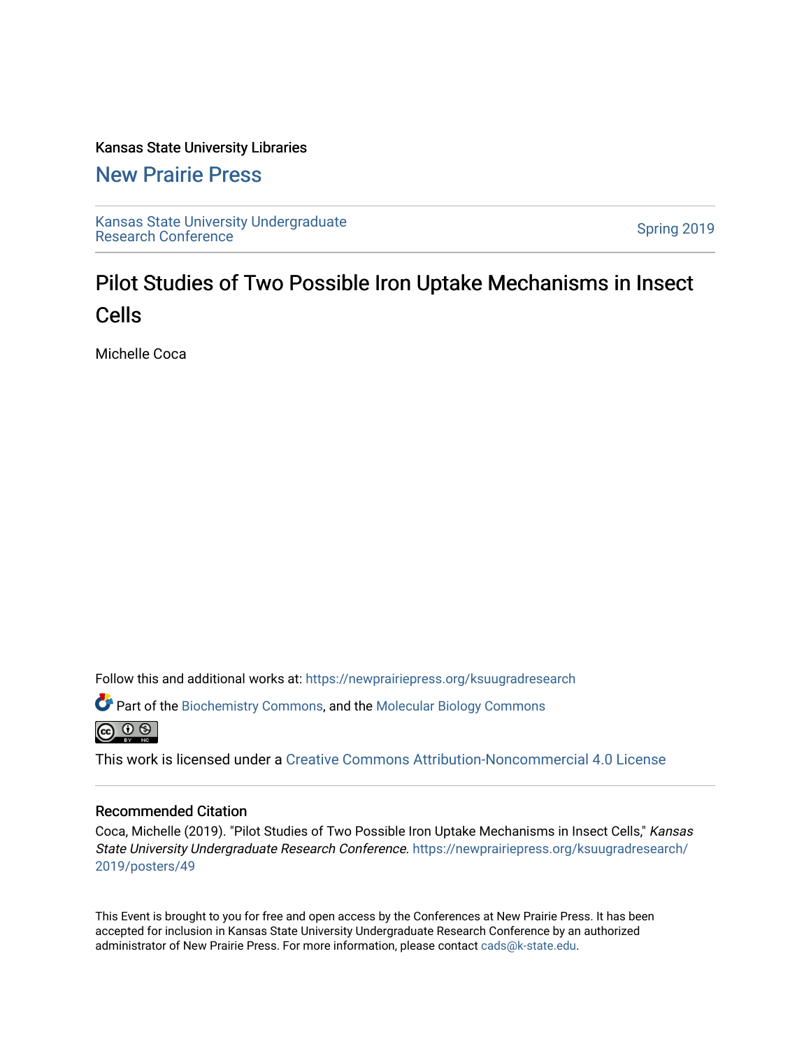Kansas State University Libraries

## New Prairie Press

Kansas State University Undergraduate Research Conference

Spring 2019

# Pilot Studies of Two Possible Iron Uptake Mechanisms in Insect Cells

Michelle Coca

Follow this and additional works at: https://newprairiepress.org/ksuugradresearch

Part of the Biochemistry Commons, and the Molecular Biology Commons

This work is licensed under a Creative Commons Attribution-Noncommercial 4.0 License

### Recommended Citation

Coca, Michelle (2019). "Pilot Studies of Two Possible Iron Uptake Mechanisms in Insect Cells," *Kansas State University Undergraduate Research Conference*. https://newprairiepress.org/ksuugradresearch/2019/posters/49

This Event is brought to you for free and open access by the Conferences at New Prairie Press. It has been accepted for inclusion in Kansas State University Undergraduate Research Conference by an authorized administrator of New Prairie Press. For more information, please contact cads@k-state.edu.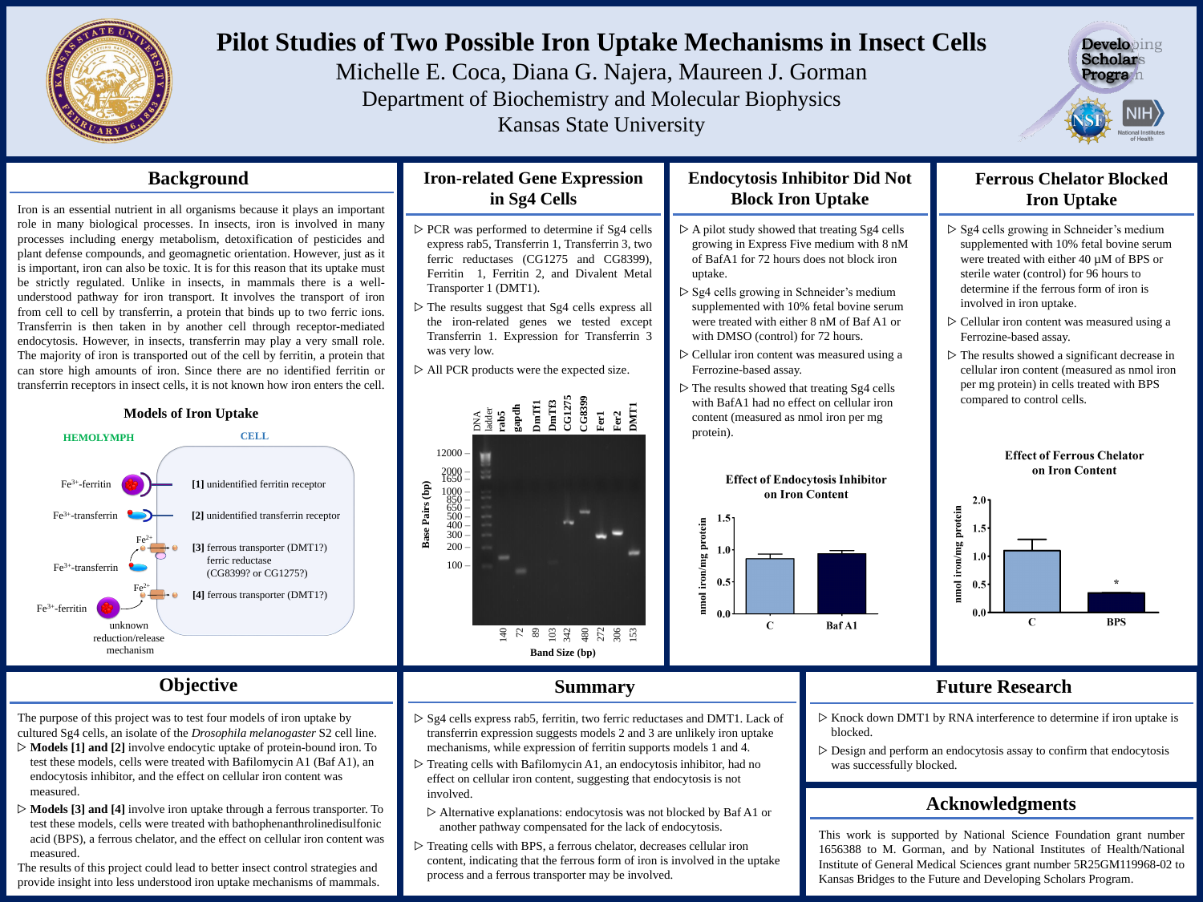# Pilot Studies of Two Possible Iron Uptake Mechanisms in Insect Cells

Michelle E. Coca, Diana G. Najera, Maureen J. Gorman

Department of Biochemistry and Molecular Biophysics

Kansas State University

## Background

Iron is an essential nutrient in all organisms because it plays an important role in many biological processes. In insects, iron is involved in many processes including energy metabolism, detoxification of pesticides and plant defense compounds, and geomagnetic orientation. However, just as it is important, iron can also be toxic. It is for this reason that its uptake must be strictly regulated. Unlike in insects, in mammals there is a well-understood pathway for iron transport. It involves the transport of iron from cell to cell by transferrin, a protein that binds up to two ferric ions. Transferrin is then taken in by another cell through receptor-mediated endocytosis. However, in insects, transferrin may play a very small role. The majority of iron is transported out of the cell by ferritin, a protein that can store high amounts of iron. Since there are no identified ferritin or transferrin receptors in insect cells, it is not known how iron enters the cell.

### Models of Iron Uptake

HEMOLYMPH

CELL

$Fe^{3+}$-ferritin

[1] unidentified ferritin receptor

$Fe^{3+}$-transferrin

[2] unidentified transferrin receptor

$Fe^{2+}$

$Fe^{3+}$-transferrin

[3] ferrous transporter (DMT1?) ferric reductase (CG8399? or CG1275?)

$Fe^{2+}$

$Fe^{3+}$-ferritin

[4] ferrous transporter (DMT1?)

unknown reduction/release mechanism

## Iron-related Gene Expression in Sg4 Cells

▷ PCR was performed to determine if Sg4 cells express rab5, Transferrin 1, Transferrin 3, two ferric reductases (CG1275 and CG8399), Ferritin 1, Ferritin 2, and Divalent Metal Transporter 1 (DMT1).

▷ The results suggest that Sg4 cells express all the iron-related genes we tested except Transferrin 1. Expression for Transferrin 3 was very low.

▷ All PCR products were the expected size.

DNA ladder, rab5, gapdh, DmTf1, DmTf3, CG1275, CG8399, Fer1, Fer2, DMT1

Base Pairs (bp)

12000, 2000, 1650, 1000, 850, 650, 500, 400, 300, 200, 100

140, 72, 89, 103, 342, 480, 272, 306, 153

Band Size (bp)

## Endocytosis Inhibitor Did Not Block Iron Uptake

▷ A pilot study showed that treating Sg4 cells growing in Express Five medium with 8 nM of BafA1 for 72 hours does not block iron uptake.

▷ Sg4 cells growing in Schneider's medium supplemented with 10% fetal bovine serum were treated with either 8 nM of Baf A1 or with DMSO (control) for 72 hours.

▷ Cellular iron content was measured using a Ferrozine-based assay.

▷ The results showed that treating Sg4 cells with BafA1 had no effect on cellular iron content (measured as nmol iron per mg protein).

Effect of Endocytosis Inhibitor on Iron Content

nmol iron/mg protein

0.0, 0.5, 1.0, 1.5

C, Baf A1

## Ferrous Chelator Blocked Iron Uptake

▷ Sg4 cells growing in Schneider's medium supplemented with 10% fetal bovine serum were treated with either 40 µM of BPS or sterile water (control) for 96 hours to determine if the ferrous form of iron is involved in iron uptake.

▷ Cellular iron content was measured using a Ferrozine-based assay.

▷ The results showed a significant decrease in cellular iron content (measured as nmol iron per mg protein) in cells treated with BPS compared to control cells.

Effect of Ferrous Chelator on Iron Content

nmol iron/mg protein

0.0, 0.5, 1.0, 1.5, 2.0

*

C, BPS

## Objective

The purpose of this project was to test four models of iron uptake by cultured Sg4 cells, an isolate of the *Drosophila melanogaster* S2 cell line.

▷ **Models [1] and [2]** involve endocytic uptake of protein-bound iron. To test these models, cells were treated with Bafilomycin A1 (Baf A1), an endocytosis inhibitor, and the effect on cellular iron content was measured.

▷ **Models [3] and [4]** involve iron uptake through a ferrous transporter. To test these models, cells were treated with bathophenanthrolinedisulfonic acid (BPS), a ferrous chelator, and the effect on cellular iron content was measured.

The results of this project could lead to better insect control strategies and provide insight into less understood iron uptake mechanisms of mammals.

## Summary

▷ Sg4 cells express rab5, ferritin, two ferric reductases and DMT1. Lack of transferrin expression suggests models 2 and 3 are unlikely iron uptake mechanisms, while expression of ferritin supports models 1 and 4.

▷ Treating cells with Bafilomycin A1, an endocytosis inhibitor, had no effect on cellular iron content, suggesting that endocytosis is not involved.

▷ Alternative explanations: endocytosis was not blocked by Baf A1 or another pathway compensated for the lack of endocytosis.

▷ Treating cells with BPS, a ferrous chelator, decreases cellular iron content, indicating that the ferrous form of iron is involved in the uptake process and a ferrous transporter may be involved.

## Future Research

▷ Knock down DMT1 by RNA interference to determine if iron uptake is blocked.

▷ Design and perform an endocytosis assay to confirm that endocytosis was successfully blocked.

## Acknowledgments

This work is supported by National Science Foundation grant number 1656388 to M. Gorman, and by National Institutes of Health/National Institute of General Medical Sciences grant number 5R25GM119968-02 to Kansas Bridges to the Future and Developing Scholars Program.